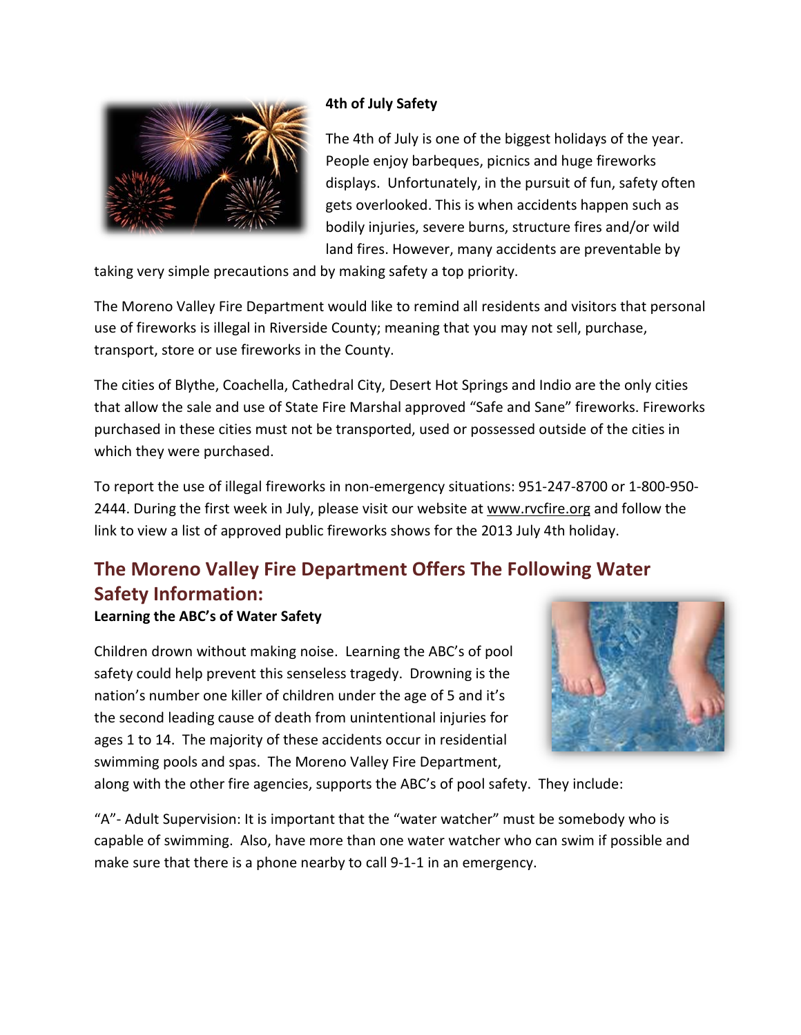### 4th of July Safety

The 4th of July is one of the biggest holidays of the year. People enjoy barbeques, picnics and huge fireworks displays. Unfortunately, in the pursuit of fun, safety often gets overlooked. This is when accidents happen such as bodily injuries, severe burns, structure fires and/or wild land fires. However, many accidents are preventable by taking very simple precautions and by making safety a top priority.

The Moreno Valley Fire Department would like to remind all residents and visitors that personal use of fireworks is illegal in Riverside County; meaning that you may not sell, purchase, transport, store or use fireworks in the County.

The cities of Blythe, Coachella, Cathedral City, Desert Hot Springs and Indio are the only cities that allow the sale and use of State Fire Marshal approved "Safe and Sane" fireworks. Fireworks purchased in these cities must not be transported, used or possessed outside of the cities in which they were purchased.

To report the use of illegal fireworks in non-emergency situations: 951-247-8700 or 1-800-950-2444. During the first week in July, please visit our website at www.rvcfire.org and follow the link to view a list of approved public fireworks shows for the 2013 July 4th holiday.

## The Moreno Valley Fire Department Offers The Following Water Safety Information:

**Learning the ABC's of Water Safety**

Children drown without making noise. Learning the ABC's of pool safety could help prevent this senseless tragedy. Drowning is the nation's number one killer of children under the age of 5 and it's the second leading cause of death from unintentional injuries for ages 1 to 14. The majority of these accidents occur in residential swimming pools and spas. The Moreno Valley Fire Department, along with the other fire agencies, supports the ABC's of pool safety. They include:

"A"- Adult Supervision: It is important that the "water watcher" must be somebody who is capable of swimming. Also, have more than one water watcher who can swim if possible and make sure that there is a phone nearby to call 9-1-1 in an emergency.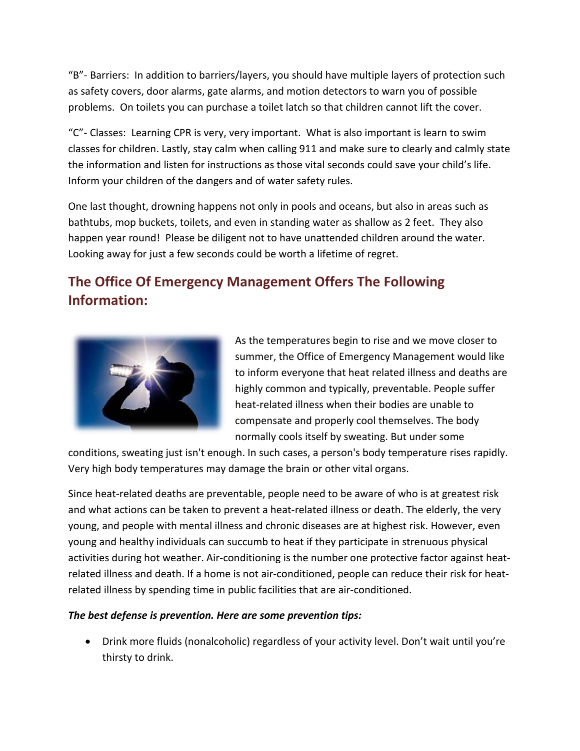"B"- Barriers: In addition to barriers/layers, you should have multiple layers of protection such as safety covers, door alarms, gate alarms, and motion detectors to warn you of possible problems. On toilets you can purchase a toilet latch so that children cannot lift the cover.

"C"- Classes: Learning CPR is very, very important. What is also important is learn to swim classes for children. Lastly, stay calm when calling 911 and make sure to clearly and calmly state the information and listen for instructions as those vital seconds could save your child's life. Inform your children of the dangers and of water safety rules.

One last thought, drowning happens not only in pools and oceans, but also in areas such as bathtubs, mop buckets, toilets, and even in standing water as shallow as 2 feet. They also happen year round! Please be diligent not to have unattended children around the water. Looking away for just a few seconds could be worth a lifetime of regret.

## The Office Of Emergency Management Offers The Following Information:

As the temperatures begin to rise and we move closer to summer, the Office of Emergency Management would like to inform everyone that heat related illness and deaths are highly common and typically, preventable. People suffer heat-related illness when their bodies are unable to compensate and properly cool themselves. The body normally cools itself by sweating. But under some conditions, sweating just isn't enough. In such cases, a person's body temperature rises rapidly. Very high body temperatures may damage the brain or other vital organs.

Since heat-related deaths are preventable, people need to be aware of who is at greatest risk and what actions can be taken to prevent a heat-related illness or death. The elderly, the very young, and people with mental illness and chronic diseases are at highest risk. However, even young and healthy individuals can succumb to heat if they participate in strenuous physical activities during hot weather. Air-conditioning is the number one protective factor against heat-related illness and death. If a home is not air-conditioned, people can reduce their risk for heat-related illness by spending time in public facilities that are air-conditioned.

***The best defense is prevention. Here are some prevention tips:***

- Drink more fluids (nonalcoholic) regardless of your activity level. Don't wait until you're thirsty to drink.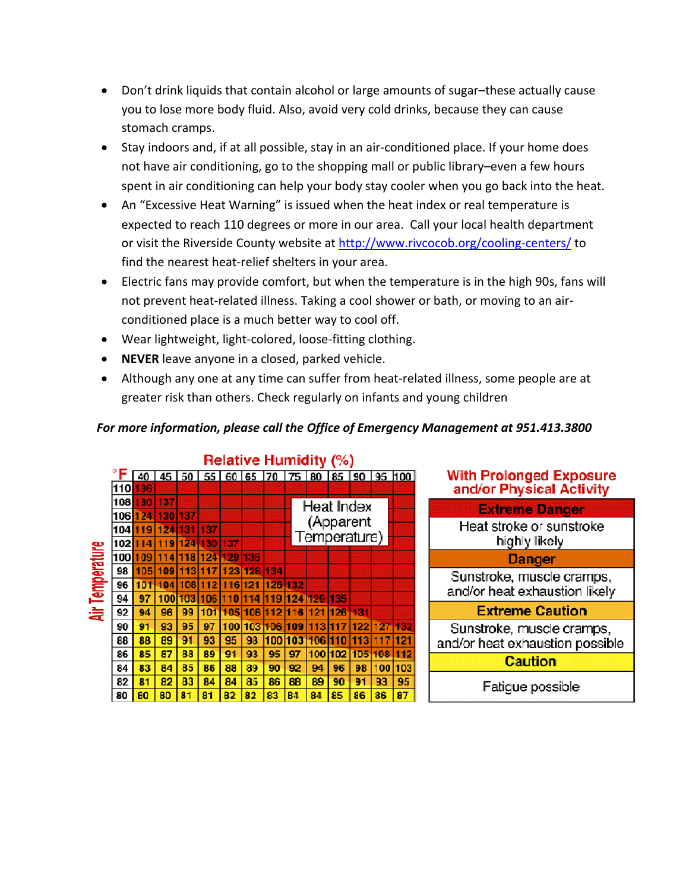- Don't drink liquids that contain alcohol or large amounts of sugar–these actually cause you to lose more body fluid. Also, avoid very cold drinks, because they can cause stomach cramps.
- Stay indoors and, if at all possible, stay in an air-conditioned place. If your home does not have air conditioning, go to the shopping mall or public library–even a few hours spent in air conditioning can help your body stay cooler when you go back into the heat.
- An "Excessive Heat Warning" is issued when the heat index or real temperature is expected to reach 110 degrees or more in our area. Call your local health department or visit the Riverside County website at http://www.rivcocob.org/cooling-centers/ to find the nearest heat-relief shelters in your area.
- Electric fans may provide comfort, but when the temperature is in the high 90s, fans will not prevent heat-related illness. Taking a cool shower or bath, or moving to an air-conditioned place is a much better way to cool off.
- Wear lightweight, light-colored, loose-fitting clothing.
- **NEVER** leave anyone in a closed, parked vehicle.
- Although any one at any time can suffer from heat-related illness, some people are at greater risk than others. Check regularly on infants and young children

***For more information, please call the Office of Emergency Management at 951.413.3800***

**Heat Index (Apparent Temperature)**

| Air Temperature (°F) | Relative Humidity (%) | | | | | | | | | | | | |
|---|---|---|---|---|---|---|---|---|---|---|---|---|---|
| °F | 40 | 45 | 50 | 55 | 60 | 65 | 70 | 75 | 80 | 85 | 90 | 95 | 100 |
| 110 | 136 | | | | | | | | | | | | |
| 108 | 130 | 137 | | | | | | | | | | | |
| 106 | 124 | 130 | 137 | | | | | | | | | | |
| 104 | 119 | 124 | 131 | 137 | | | | | | | | | |
| 102 | 114 | 119 | 124 | 130 | 137 | | | | | | | | |
| 100 | 109 | 114 | 118 | 124 | 129 | 136 | | | | | | | |
| 98 | 105 | 109 | 113 | 117 | 123 | 128 | 134 | | | | | | |
| 96 | 101 | 104 | 108 | 112 | 116 | 121 | 126 | 132 | | | | | |
| 94 | 97 | 100 | 103 | 106 | 110 | 114 | 119 | 124 | 129 | 135 | | | |
| 92 | 94 | 96 | 99 | 101 | 105 | 108 | 112 | 116 | 121 | 126 | 131 | | |
| 90 | 91 | 93 | 95 | 97 | 100 | 103 | 106 | 109 | 113 | 117 | 122 | 127 | 132 |
| 88 | 88 | 89 | 91 | 93 | 95 | 98 | 100 | 103 | 106 | 110 | 113 | 117 | 121 |
| 86 | 85 | 87 | 88 | 89 | 91 | 93 | 95 | 97 | 100 | 102 | 105 | 108 | 112 |
| 84 | 83 | 84 | 85 | 86 | 88 | 89 | 90 | 92 | 94 | 96 | 98 | 100 | 103 |
| 82 | 81 | 82 | 83 | 84 | 84 | 85 | 86 | 88 | 89 | 90 | 91 | 93 | 95 |
| 80 | 80 | 80 | 81 | 81 | 82 | 82 | 83 | 84 | 84 | 85 | 86 | 86 | 87 |

**With Prolonged Exposure and/or Physical Activity**

| Category | Effect |
|---|---|
| Extreme Danger | Heat stroke or sunstroke highly likely |
| Danger | Sunstroke, muscle cramps, and/or heat exhaustion likely |
| Extreme Caution | Sunstroke, muscle cramps, and/or heat exhaustion possible |
| Caution | Fatigue possible |